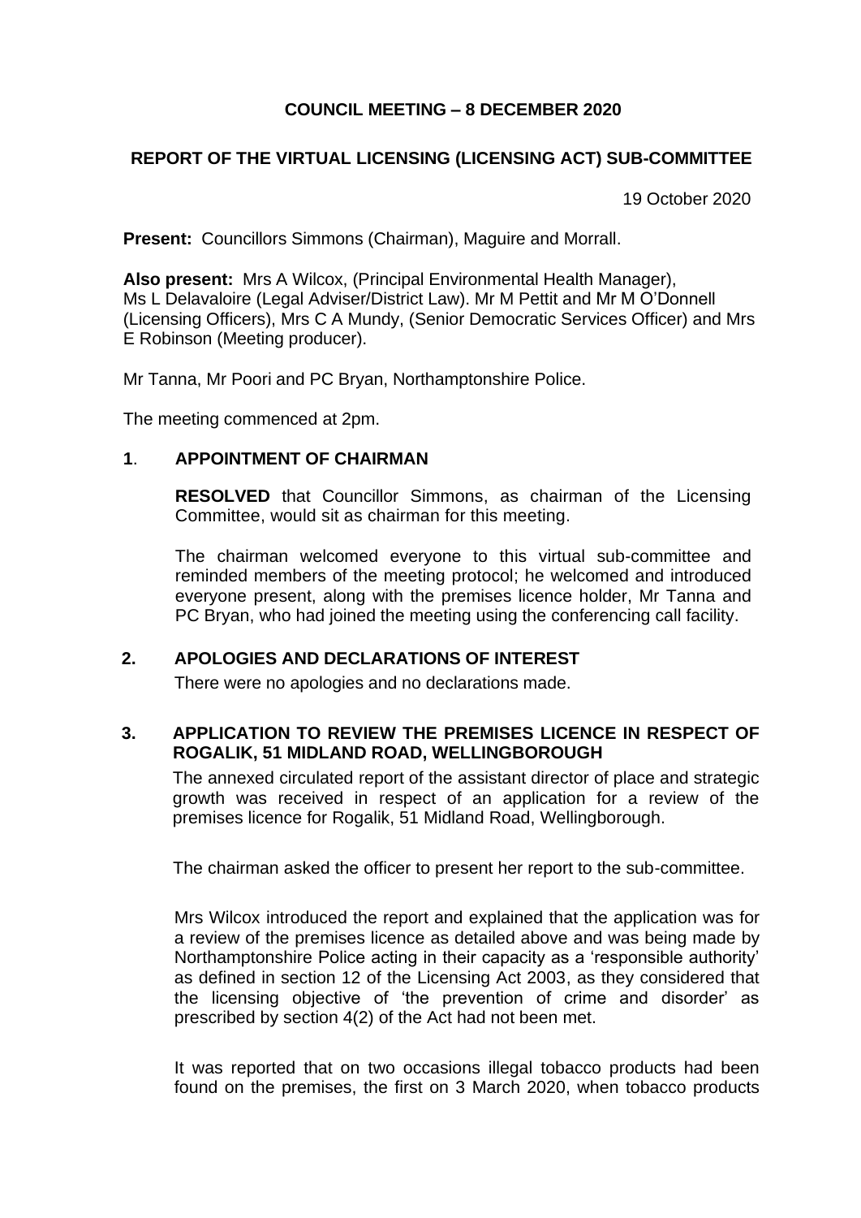# COUNCIL MEETING – 8 DECEMBER 2020

## REPORT OF THE VIRTUAL LICENSING (LICENSING ACT) SUB-COMMITTEE

19 October 2020

**Present:** Councillors Simmons (Chairman), Maguire and Morrall.

**Also present:** Mrs A Wilcox, (Principal Environmental Health Manager), Ms L Delavaloire (Legal Adviser/District Law). Mr M Pettit and Mr M O'Donnell (Licensing Officers), Mrs C A Mundy, (Senior Democratic Services Officer) and Mrs E Robinson (Meeting producer).

Mr Tanna, Mr Poori and PC Bryan, Northamptonshire Police.

The meeting commenced at 2pm.

### 1. APPOINTMENT OF CHAIRMAN

**RESOLVED** that Councillor Simmons, as chairman of the Licensing Committee, would sit as chairman for this meeting.

The chairman welcomed everyone to this virtual sub-committee and reminded members of the meeting protocol; he welcomed and introduced everyone present, along with the premises licence holder, Mr Tanna and PC Bryan, who had joined the meeting using the conferencing call facility.

### 2. APOLOGIES AND DECLARATIONS OF INTEREST

There were no apologies and no declarations made.

### 3. APPLICATION TO REVIEW THE PREMISES LICENCE IN RESPECT OF ROGALIK, 51 MIDLAND ROAD, WELLINGBOROUGH

The annexed circulated report of the assistant director of place and strategic growth was received in respect of an application for a review of the premises licence for Rogalik, 51 Midland Road, Wellingborough.

The chairman asked the officer to present her report to the sub-committee.

Mrs Wilcox introduced the report and explained that the application was for a review of the premises licence as detailed above and was being made by Northamptonshire Police acting in their capacity as a 'responsible authority' as defined in section 12 of the Licensing Act 2003, as they considered that the licensing objective of 'the prevention of crime and disorder' as prescribed by section 4(2) of the Act had not been met.

It was reported that on two occasions illegal tobacco products had been found on the premises, the first on 3 March 2020, when tobacco products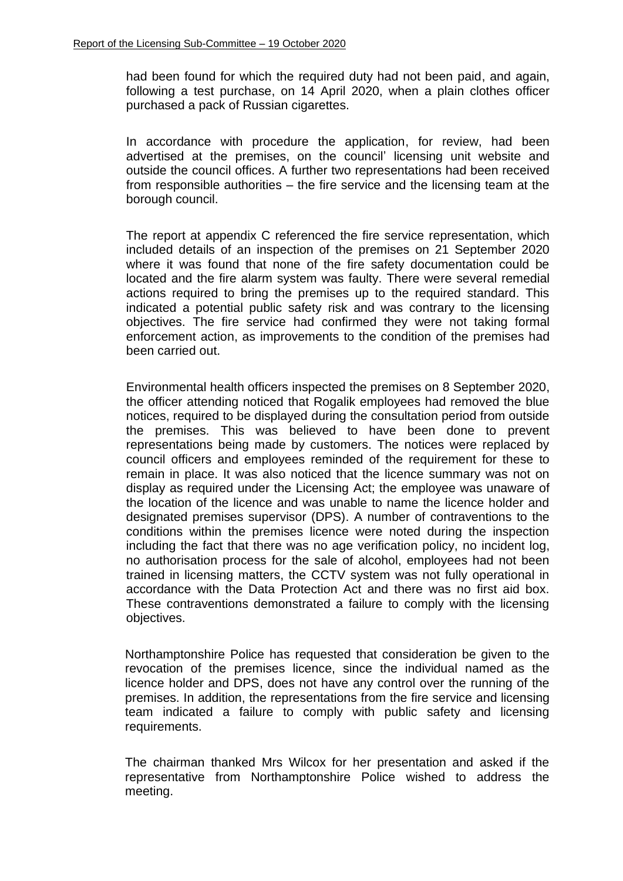had been found for which the required duty had not been paid, and again, following a test purchase, on 14 April 2020, when a plain clothes officer purchased a pack of Russian cigarettes.

In accordance with procedure the application, for review, had been advertised at the premises, on the council' licensing unit website and outside the council offices. A further two representations had been received from responsible authorities – the fire service and the licensing team at the borough council.

The report at appendix C referenced the fire service representation, which included details of an inspection of the premises on 21 September 2020 where it was found that none of the fire safety documentation could be located and the fire alarm system was faulty. There were several remedial actions required to bring the premises up to the required standard. This indicated a potential public safety risk and was contrary to the licensing objectives. The fire service had confirmed they were not taking formal enforcement action, as improvements to the condition of the premises had been carried out.

Environmental health officers inspected the premises on 8 September 2020, the officer attending noticed that Rogalik employees had removed the blue notices, required to be displayed during the consultation period from outside the premises. This was believed to have been done to prevent representations being made by customers. The notices were replaced by council officers and employees reminded of the requirement for these to remain in place. It was also noticed that the licence summary was not on display as required under the Licensing Act; the employee was unaware of the location of the licence and was unable to name the licence holder and designated premises supervisor (DPS). A number of contraventions to the conditions within the premises licence were noted during the inspection including the fact that there was no age verification policy, no incident log, no authorisation process for the sale of alcohol, employees had not been trained in licensing matters, the CCTV system was not fully operational in accordance with the Data Protection Act and there was no first aid box. These contraventions demonstrated a failure to comply with the licensing objectives.

Northamptonshire Police has requested that consideration be given to the revocation of the premises licence, since the individual named as the licence holder and DPS, does not have any control over the running of the premises. In addition, the representations from the fire service and licensing team indicated a failure to comply with public safety and licensing requirements.

The chairman thanked Mrs Wilcox for her presentation and asked if the representative from Northamptonshire Police wished to address the meeting.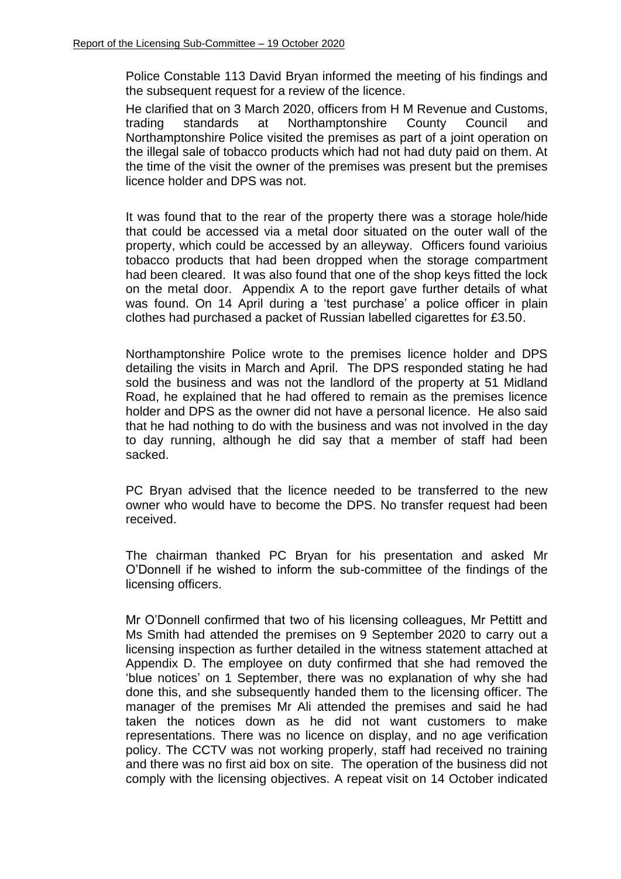Police Constable 113 David Bryan informed the meeting of his findings and the subsequent request for a review of the licence.

He clarified that on 3 March 2020, officers from H M Revenue and Customs, trading standards at Northamptonshire County Council and Northamptonshire Police visited the premises as part of a joint operation on the illegal sale of tobacco products which had not had duty paid on them. At the time of the visit the owner of the premises was present but the premises licence holder and DPS was not.

It was found that to the rear of the property there was a storage hole/hide that could be accessed via a metal door situated on the outer wall of the property, which could be accessed by an alleyway. Officers found varioius tobacco products that had been dropped when the storage compartment had been cleared. It was also found that one of the shop keys fitted the lock on the metal door. Appendix A to the report gave further details of what was found. On 14 April during a 'test purchase' a police officer in plain clothes had purchased a packet of Russian labelled cigarettes for £3.50.

Northamptonshire Police wrote to the premises licence holder and DPS detailing the visits in March and April. The DPS responded stating he had sold the business and was not the landlord of the property at 51 Midland Road, he explained that he had offered to remain as the premises licence holder and DPS as the owner did not have a personal licence. He also said that he had nothing to do with the business and was not involved in the day to day running, although he did say that a member of staff had been sacked.

PC Bryan advised that the licence needed to be transferred to the new owner who would have to become the DPS. No transfer request had been received.

The chairman thanked PC Bryan for his presentation and asked Mr O'Donnell if he wished to inform the sub-committee of the findings of the licensing officers.

Mr O'Donnell confirmed that two of his licensing colleagues, Mr Pettitt and Ms Smith had attended the premises on 9 September 2020 to carry out a licensing inspection as further detailed in the witness statement attached at Appendix D. The employee on duty confirmed that she had removed the 'blue notices' on 1 September, there was no explanation of why she had done this, and she subsequently handed them to the licensing officer. The manager of the premises Mr Ali attended the premises and said he had taken the notices down as he did not want customers to make representations. There was no licence on display, and no age verification policy. The CCTV was not working properly, staff had received no training and there was no first aid box on site. The operation of the business did not comply with the licensing objectives. A repeat visit on 14 October indicated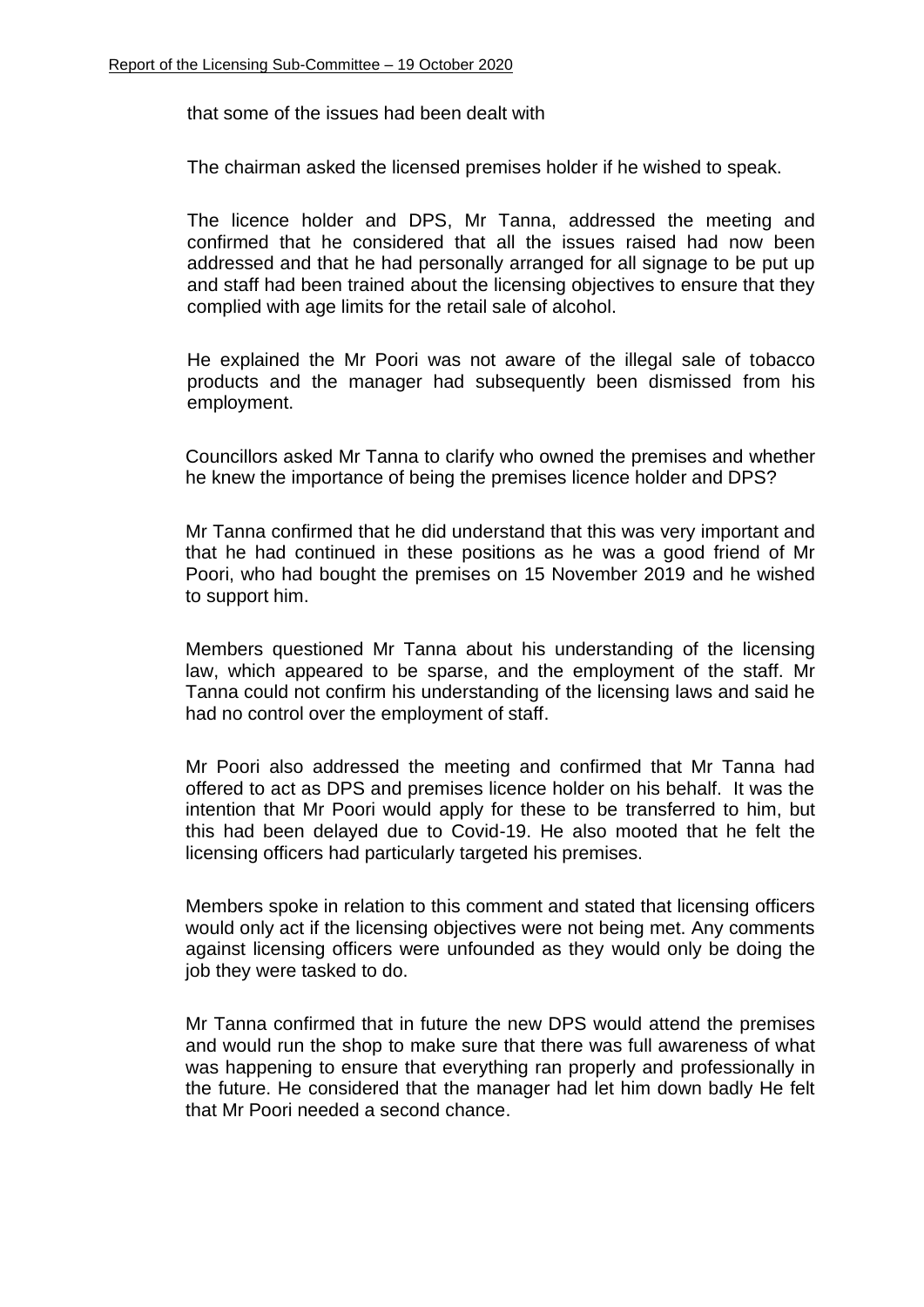that some of the issues had been dealt with

The chairman asked the licensed premises holder if he wished to speak.

The licence holder and DPS, Mr Tanna, addressed the meeting and confirmed that he considered that all the issues raised had now been addressed and that he had personally arranged for all signage to be put up and staff had been trained about the licensing objectives to ensure that they complied with age limits for the retail sale of alcohol.

He explained the Mr Poori was not aware of the illegal sale of tobacco products and the manager had subsequently been dismissed from his employment.

Councillors asked Mr Tanna to clarify who owned the premises and whether he knew the importance of being the premises licence holder and DPS?

Mr Tanna confirmed that he did understand that this was very important and that he had continued in these positions as he was a good friend of Mr Poori, who had bought the premises on 15 November 2019 and he wished to support him.

Members questioned Mr Tanna about his understanding of the licensing law, which appeared to be sparse, and the employment of the staff. Mr Tanna could not confirm his understanding of the licensing laws and said he had no control over the employment of staff.

Mr Poori also addressed the meeting and confirmed that Mr Tanna had offered to act as DPS and premises licence holder on his behalf. It was the intention that Mr Poori would apply for these to be transferred to him, but this had been delayed due to Covid-19. He also mooted that he felt the licensing officers had particularly targeted his premises.

Members spoke in relation to this comment and stated that licensing officers would only act if the licensing objectives were not being met. Any comments against licensing officers were unfounded as they would only be doing the job they were tasked to do.

Mr Tanna confirmed that in future the new DPS would attend the premises and would run the shop to make sure that there was full awareness of what was happening to ensure that everything ran properly and professionally in the future. He considered that the manager had let him down badly He felt that Mr Poori needed a second chance.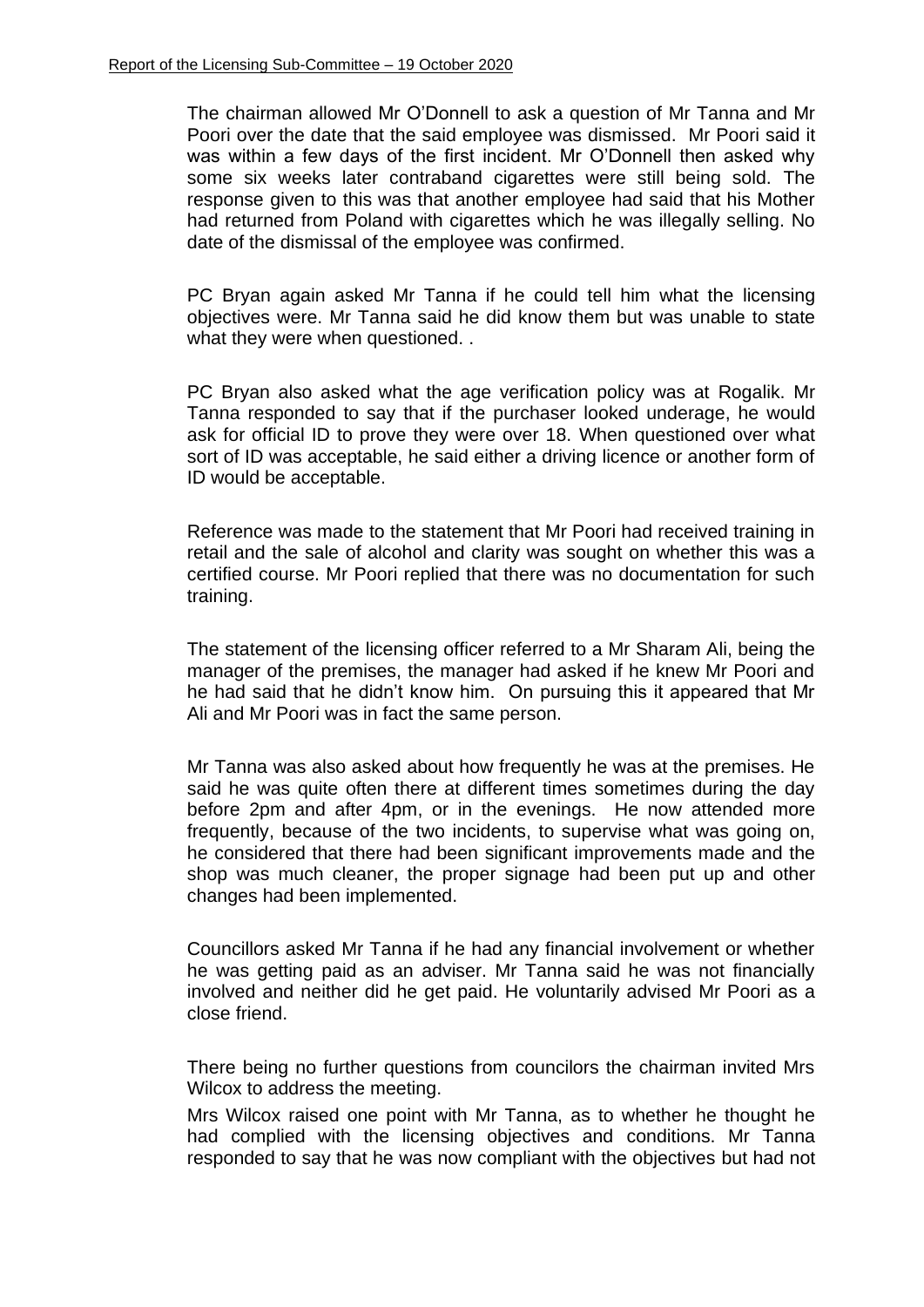The chairman allowed Mr O'Donnell to ask a question of Mr Tanna and Mr Poori over the date that the said employee was dismissed. Mr Poori said it was within a few days of the first incident. Mr O'Donnell then asked why some six weeks later contraband cigarettes were still being sold. The response given to this was that another employee had said that his Mother had returned from Poland with cigarettes which he was illegally selling. No date of the dismissal of the employee was confirmed.

PC Bryan again asked Mr Tanna if he could tell him what the licensing objectives were. Mr Tanna said he did know them but was unable to state what they were when questioned. .

PC Bryan also asked what the age verification policy was at Rogalik. Mr Tanna responded to say that if the purchaser looked underage, he would ask for official ID to prove they were over 18. When questioned over what sort of ID was acceptable, he said either a driving licence or another form of ID would be acceptable.

Reference was made to the statement that Mr Poori had received training in retail and the sale of alcohol and clarity was sought on whether this was a certified course. Mr Poori replied that there was no documentation for such training.

The statement of the licensing officer referred to a Mr Sharam Ali, being the manager of the premises, the manager had asked if he knew Mr Poori and he had said that he didn't know him. On pursuing this it appeared that Mr Ali and Mr Poori was in fact the same person.

Mr Tanna was also asked about how frequently he was at the premises. He said he was quite often there at different times sometimes during the day before 2pm and after 4pm, or in the evenings. He now attended more frequently, because of the two incidents, to supervise what was going on, he considered that there had been significant improvements made and the shop was much cleaner, the proper signage had been put up and other changes had been implemented.

Councillors asked Mr Tanna if he had any financial involvement or whether he was getting paid as an adviser. Mr Tanna said he was not financially involved and neither did he get paid. He voluntarily advised Mr Poori as a close friend.

There being no further questions from councilors the chairman invited Mrs Wilcox to address the meeting.

Mrs Wilcox raised one point with Mr Tanna, as to whether he thought he had complied with the licensing objectives and conditions. Mr Tanna responded to say that he was now compliant with the objectives but had not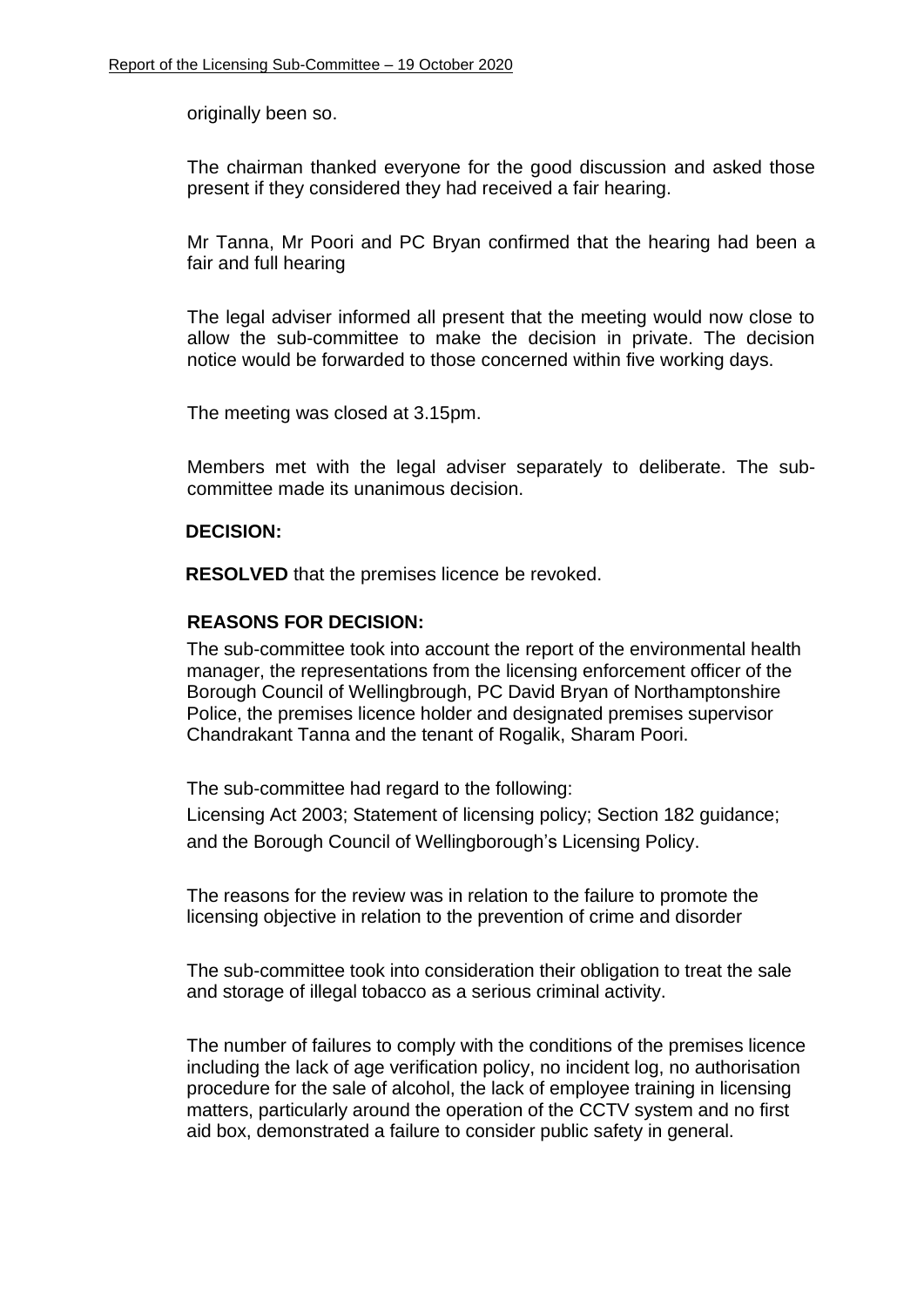originally been so.

The chairman thanked everyone for the good discussion and asked those present if they considered they had received a fair hearing.

Mr Tanna, Mr Poori and PC Bryan confirmed that the hearing had been a fair and full hearing

The legal adviser informed all present that the meeting would now close to allow the sub-committee to make the decision in private. The decision notice would be forwarded to those concerned within five working days.

The meeting was closed at 3.15pm.

Members met with the legal adviser separately to deliberate. The sub-committee made its unanimous decision.

**DECISION:**

**RESOLVED** that the premises licence be revoked.

**REASONS FOR DECISION:**

The sub-committee took into account the report of the environmental health manager, the representations from the licensing enforcement officer of the Borough Council of Wellingbrough, PC David Bryan of Northamptonshire Police, the premises licence holder and designated premises supervisor Chandrakant Tanna and the tenant of Rogalik, Sharam Poori.

The sub-committee had regard to the following:
Licensing Act 2003; Statement of licensing policy; Section 182 guidance; and the Borough Council of Wellingborough's Licensing Policy.

The reasons for the review was in relation to the failure to promote the licensing objective in relation to the prevention of crime and disorder

The sub-committee took into consideration their obligation to treat the sale and storage of illegal tobacco as a serious criminal activity.

The number of failures to comply with the conditions of the premises licence including the lack of age verification policy, no incident log, no authorisation procedure for the sale of alcohol, the lack of employee training in licensing matters, particularly around the operation of the CCTV system and no first aid box, demonstrated a failure to consider public safety in general.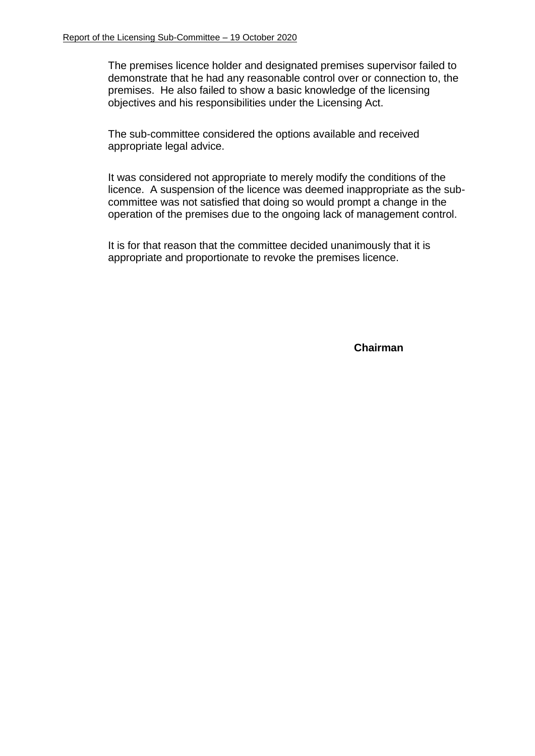The premises licence holder and designated premises supervisor failed to demonstrate that he had any reasonable control over or connection to, the premises. He also failed to show a basic knowledge of the licensing objectives and his responsibilities under the Licensing Act.

The sub-committee considered the options available and received appropriate legal advice.

It was considered not appropriate to merely modify the conditions of the licence. A suspension of the licence was deemed inappropriate as the sub-committee was not satisfied that doing so would prompt a change in the operation of the premises due to the ongoing lack of management control.

It is for that reason that the committee decided unanimously that it is appropriate and proportionate to revoke the premises licence.

**Chairman**